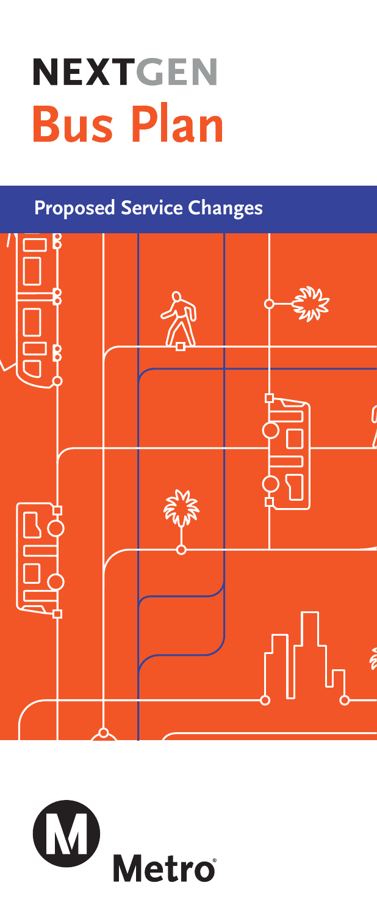# NEXTGEN Bus Plan

## Proposed Service Changes

Metro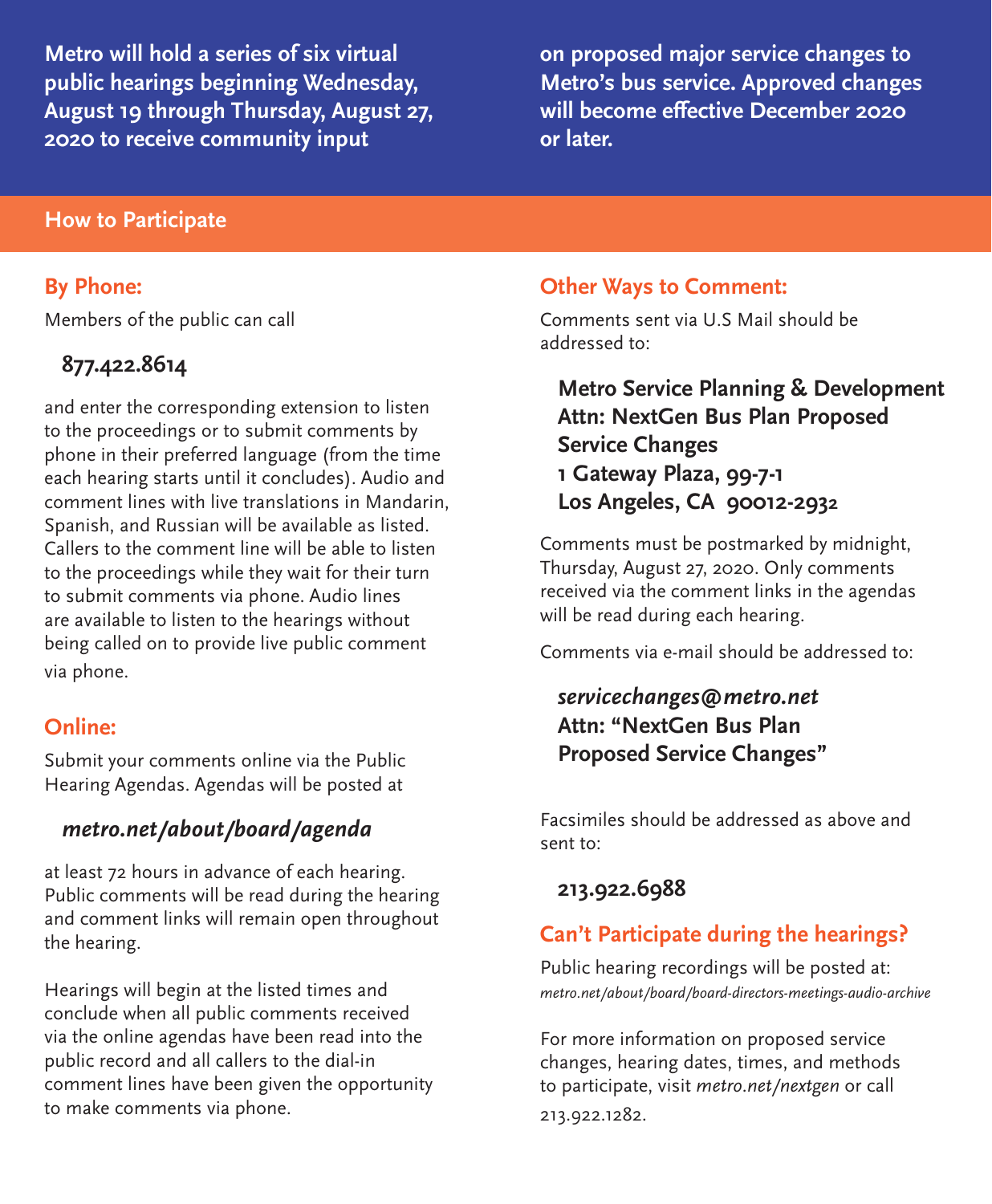**Metro will hold a series of six virtual public hearings beginning Wednesday, August 19 through Thursday, August 27, 2020 to receive community input on proposed major service changes to Metro's bus service. Approved changes will become effective December 2020 or later.**

## How to Participate

### By Phone:

Members of the public can call

**877.422.8614**

and enter the corresponding extension to listen to the proceedings or to submit comments by phone in their preferred language (from the time each hearing starts until it concludes). Audio and comment lines with live translations in Mandarin, Spanish, and Russian will be available as listed. Callers to the comment line will be able to listen to the proceedings while they wait for their turn to submit comments via phone. Audio lines are available to listen to the hearings without being called on to provide live public comment via phone.

### Online:

Submit your comments online via the Public Hearing Agendas. Agendas will be posted at

***metro.net/about/board/agenda***

at least 72 hours in advance of each hearing. Public comments will be read during the hearing and comment links will remain open throughout the hearing.

Hearings will begin at the listed times and conclude when all public comments received via the online agendas have been read into the public record and all callers to the dial-in comment lines have been given the opportunity to make comments via phone.

### Other Ways to Comment:

Comments sent via U.S Mail should be addressed to:

**Metro Service Planning & Development**
**Attn: NextGen Bus Plan Proposed Service Changes**
**1 Gateway Plaza, 99-7-1**
**Los Angeles, CA 90012-2932**

Comments must be postmarked by midnight, Thursday, August 27, 2020. Only comments received via the comment links in the agendas will be read during each hearing.

Comments via e-mail should be addressed to:

***servicechanges@metro.net***
**Attn: "NextGen Bus Plan Proposed Service Changes"**

Facsimiles should be addressed as above and sent to:

**213.922.6988**

### Can't Participate during the hearings?

Public hearing recordings will be posted at:
*metro.net/about/board/board-directors-meetings-audio-archive*

For more information on proposed service changes, hearing dates, times, and methods to participate, visit *metro.net/nextgen* or call 213.922.1282.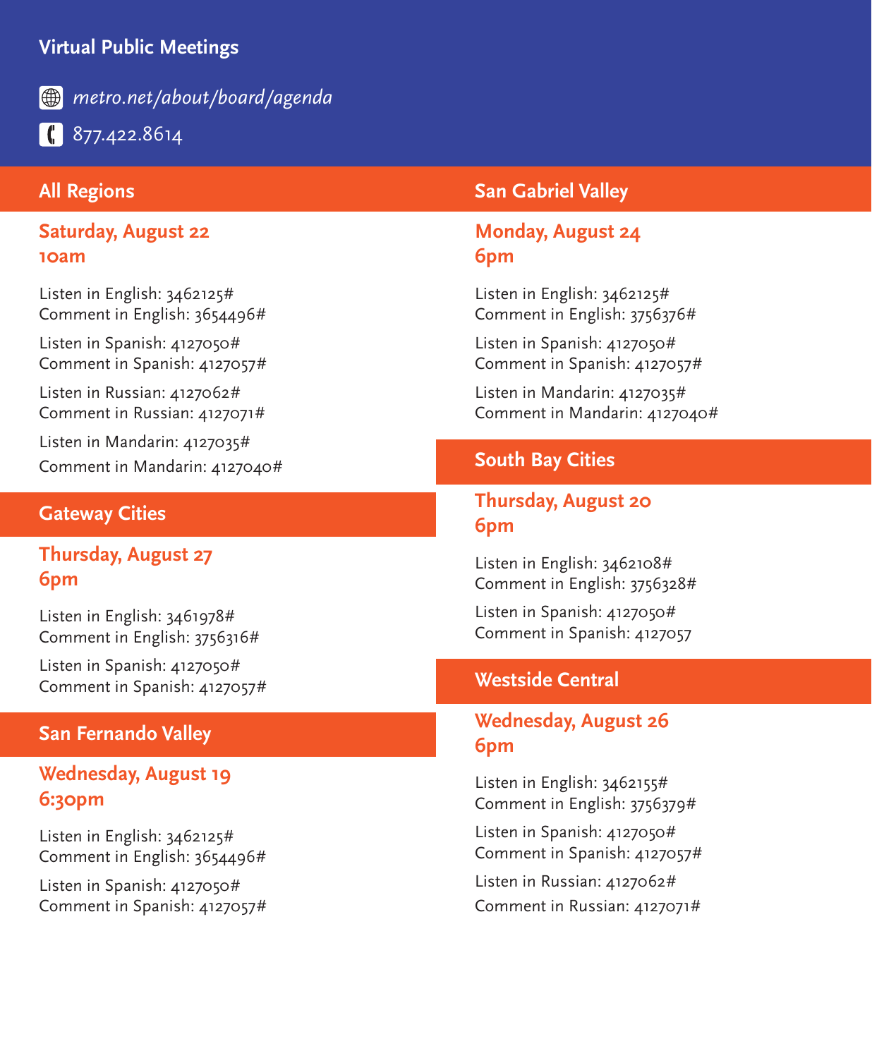## Virtual Public Meetings

*metro.net/about/board/agenda*

877.422.8614

### All Regions

**Saturday, August 22**
**10am**

Listen in English: 3462125#
Comment in English: 3654496#

Listen in Spanish: 4127050#
Comment in Spanish: 4127057#

Listen in Russian: 4127062#
Comment in Russian: 4127071#

Listen in Mandarin: 4127035#
Comment in Mandarin: 4127040#

### Gateway Cities

**Thursday, August 27**
**6pm**

Listen in English: 3461978#
Comment in English: 3756316#

Listen in Spanish: 4127050#
Comment in Spanish: 4127057#

### San Fernando Valley

**Wednesday, August 19**
**6:30pm**

Listen in English: 3462125#
Comment in English: 3654496#

Listen in Spanish: 4127050#
Comment in Spanish: 4127057#

### San Gabriel Valley

**Monday, August 24**
**6pm**

Listen in English: 3462125#
Comment in English: 3756376#

Listen in Spanish: 4127050#
Comment in Spanish: 4127057#

Listen in Mandarin: 4127035#
Comment in Mandarin: 4127040#

### South Bay Cities

**Thursday, August 20**
**6pm**

Listen in English: 3462108#
Comment in English: 3756328#

Listen in Spanish: 4127050#
Comment in Spanish: 4127057

### Westside Central

**Wednesday, August 26**
**6pm**

Listen in English: 3462155#
Comment in English: 3756379#

Listen in Spanish: 4127050#
Comment in Spanish: 4127057#

Listen in Russian: 4127062#
Comment in Russian: 4127071#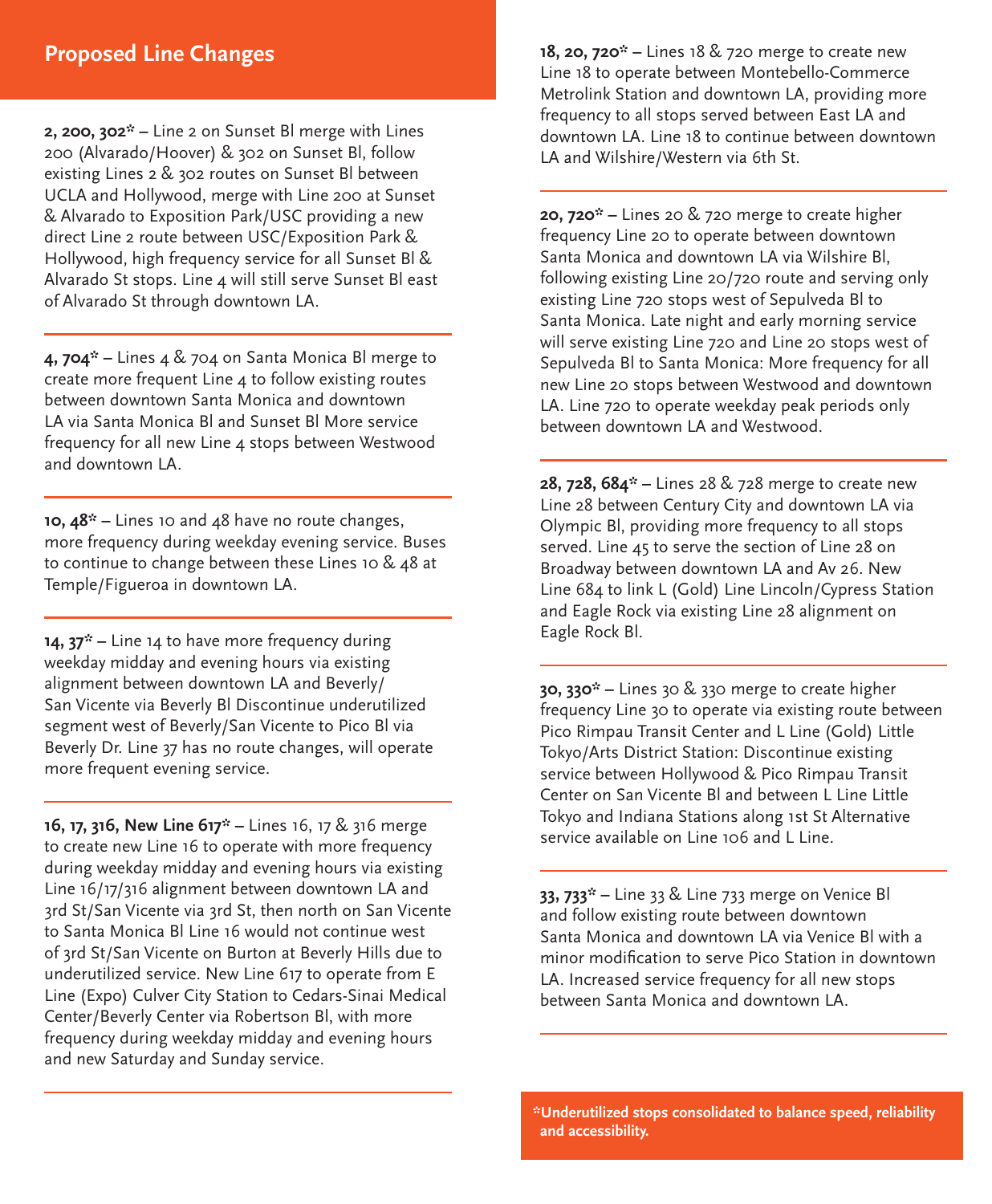## Proposed Line Changes

**2, 200, 302*** – Line 2 on Sunset Bl merge with Lines 200 (Alvarado/Hoover) & 302 on Sunset Bl, follow existing Lines 2 & 302 routes on Sunset Bl between UCLA and Hollywood, merge with Line 200 at Sunset & Alvarado to Exposition Park/USC providing a new direct Line 2 route between USC/Exposition Park & Hollywood, high frequency service for all Sunset Bl & Alvarado St stops. Line 4 will still serve Sunset Bl east of Alvarado St through downtown LA.

**4, 704*** – Lines 4 & 704 on Santa Monica Bl merge to create more frequent Line 4 to follow existing routes between downtown Santa Monica and downtown LA via Santa Monica Bl and Sunset Bl More service frequency for all new Line 4 stops between Westwood and downtown LA.

**10, 48*** – Lines 10 and 48 have no route changes, more frequency during weekday evening service. Buses to continue to change between these Lines 10 & 48 at Temple/Figueroa in downtown LA.

**14, 37*** – Line 14 to have more frequency during weekday midday and evening hours via existing alignment between downtown LA and Beverly/San Vicente via Beverly Bl Discontinue underutilized segment west of Beverly/San Vicente to Pico Bl via Beverly Dr. Line 37 has no route changes, will operate more frequent evening service.

**16, 17, 316, New Line 617*** – Lines 16, 17 & 316 merge to create new Line 16 to operate with more frequency during weekday midday and evening hours via existing Line 16/17/316 alignment between downtown LA and 3rd St/San Vicente via 3rd St, then north on San Vicente to Santa Monica Bl Line 16 would not continue west of 3rd St/San Vicente on Burton at Beverly Hills due to underutilized service. New Line 617 to operate from E Line (Expo) Culver City Station to Cedars-Sinai Medical Center/Beverly Center via Robertson Bl, with more frequency during weekday midday and evening hours and new Saturday and Sunday service.

**18, 20, 720*** – Lines 18 & 720 merge to create new Line 18 to operate between Montebello-Commerce Metrolink Station and downtown LA, providing more frequency to all stops served between East LA and downtown LA. Line 18 to continue between downtown LA and Wilshire/Western via 6th St.

**20, 720*** – Lines 20 & 720 merge to create higher frequency Line 20 to operate between downtown Santa Monica and downtown LA via Wilshire Bl, following existing Line 20/720 route and serving only existing Line 720 stops west of Sepulveda Bl to Santa Monica. Late night and early morning service will serve existing Line 720 and Line 20 stops west of Sepulveda Bl to Santa Monica: More frequency for all new Line 20 stops between Westwood and downtown LA. Line 720 to operate weekday peak periods only between downtown LA and Westwood.

**28, 728, 684*** – Lines 28 & 728 merge to create new Line 28 between Century City and downtown LA via Olympic Bl, providing more frequency to all stops served. Line 45 to serve the section of Line 28 on Broadway between downtown LA and Av 26. New Line 684 to link L (Gold) Line Lincoln/Cypress Station and Eagle Rock via existing Line 28 alignment on Eagle Rock Bl.

**30, 330*** – Lines 30 & 330 merge to create higher frequency Line 30 to operate via existing route between Pico Rimpau Transit Center and L Line (Gold) Little Tokyo/Arts District Station: Discontinue existing service between Hollywood & Pico Rimpau Transit Center on San Vicente Bl and between L Line Little Tokyo and Indiana Stations along 1st St Alternative service available on Line 106 and L Line.

**33, 733*** – Line 33 & Line 733 merge on Venice Bl and follow existing route between downtown Santa Monica and downtown LA via Venice Bl with a minor modification to serve Pico Station in downtown LA. Increased service frequency for all new stops between Santa Monica and downtown LA.

***Underutilized stops consolidated to balance speed, reliability and accessibility.**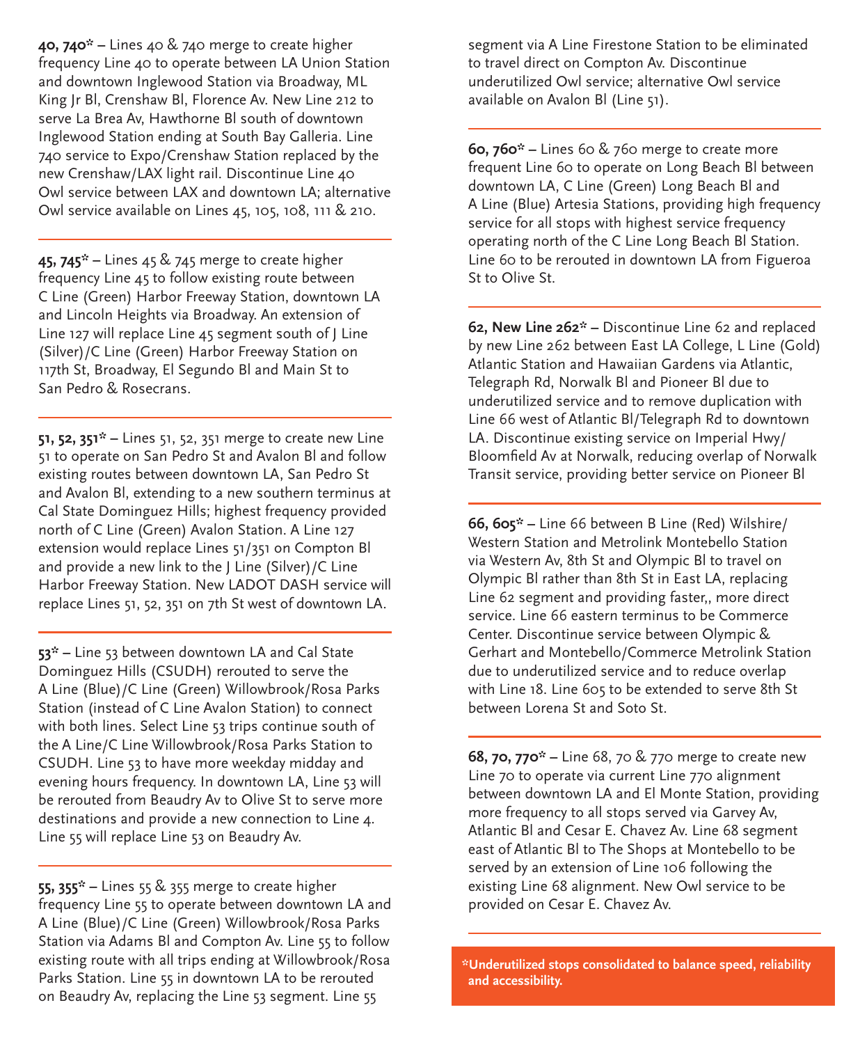**40, 740*** – Lines 40 & 740 merge to create higher frequency Line 40 to operate between LA Union Station and downtown Inglewood Station via Broadway, ML King Jr Bl, Crenshaw Bl, Florence Av. New Line 212 to serve La Brea Av, Hawthorne Bl south of downtown Inglewood Station ending at South Bay Galleria. Line 740 service to Expo/Crenshaw Station replaced by the new Crenshaw/LAX light rail. Discontinue Line 40 Owl service between LAX and downtown LA; alternative Owl service available on Lines 45, 105, 108, 111 & 210.

---

**45, 745*** – Lines 45 & 745 merge to create higher frequency Line 45 to follow existing route between C Line (Green) Harbor Freeway Station, downtown LA and Lincoln Heights via Broadway. An extension of Line 127 will replace Line 45 segment south of J Line (Silver)/C Line (Green) Harbor Freeway Station on 117th St, Broadway, El Segundo Bl and Main St to San Pedro & Rosecrans.

---

**51, 52, 351*** – Lines 51, 52, 351 merge to create new Line 51 to operate on San Pedro St and Avalon Bl and follow existing routes between downtown LA, San Pedro St and Avalon Bl, extending to a new southern terminus at Cal State Dominguez Hills; highest frequency provided north of C Line (Green) Avalon Station. A Line 127 extension would replace Lines 51/351 on Compton Bl and provide a new link to the J Line (Silver)/C Line Harbor Freeway Station. New LADOT DASH service will replace Lines 51, 52, 351 on 7th St west of downtown LA.

---

**53*** – Line 53 between downtown LA and Cal State Dominguez Hills (CSUDH) rerouted to serve the A Line (Blue)/C Line (Green) Willowbrook/Rosa Parks Station (instead of C Line Avalon Station) to connect with both lines. Select Line 53 trips continue south of the A Line/C Line Willowbrook/Rosa Parks Station to CSUDH. Line 53 to have more weekday midday and evening hours frequency. In downtown LA, Line 53 will be rerouted from Beaudry Av to Olive St to serve more destinations and provide a new connection to Line 4. Line 55 will replace Line 53 on Beaudry Av.

---

**55, 355*** – Lines 55 & 355 merge to create higher frequency Line 55 to operate between downtown LA and A Line (Blue)/C Line (Green) Willowbrook/Rosa Parks Station via Adams Bl and Compton Av. Line 55 to follow existing route with all trips ending at Willowbrook/Rosa Parks Station. Line 55 in downtown LA to be rerouted on Beaudry Av, replacing the Line 53 segment. Line 55 segment via A Line Firestone Station to be eliminated to travel direct on Compton Av. Discontinue underutilized Owl service; alternative Owl service available on Avalon Bl (Line 51).

---

**60, 760*** – Lines 60 & 760 merge to create more frequent Line 60 to operate on Long Beach Bl between downtown LA, C Line (Green) Long Beach Bl and A Line (Blue) Artesia Stations, providing high frequency service for all stops with highest service frequency operating north of the C Line Long Beach Bl Station. Line 60 to be rerouted in downtown LA from Figueroa St to Olive St.

---

**62, New Line 262*** – Discontinue Line 62 and replaced by new Line 262 between East LA College, L Line (Gold) Atlantic Station and Hawaiian Gardens via Atlantic, Telegraph Rd, Norwalk Bl and Pioneer Bl due to underutilized service and to remove duplication with Line 66 west of Atlantic Bl/Telegraph Rd to downtown LA. Discontinue existing service on Imperial Hwy/ Bloomfield Av at Norwalk, reducing overlap of Norwalk Transit service, providing better service on Pioneer Bl

---

**66, 605*** – Line 66 between B Line (Red) Wilshire/ Western Station and Metrolink Montebello Station via Western Av, 8th St and Olympic Bl to travel on Olympic Bl rather than 8th St in East LA, replacing Line 62 segment and providing faster,, more direct service. Line 66 eastern terminus to be Commerce Center. Discontinue service between Olympic & Gerhart and Montebello/Commerce Metrolink Station due to underutilized service and to reduce overlap with Line 18. Line 605 to be extended to serve 8th St between Lorena St and Soto St.

---

**68, 70, 770*** – Line 68, 70 & 770 merge to create new Line 70 to operate via current Line 770 alignment between downtown LA and El Monte Station, providing more frequency to all stops served via Garvey Av, Atlantic Bl and Cesar E. Chavez Av. Line 68 segment east of Atlantic Bl to The Shops at Montebello to be served by an extension of Line 106 following the existing Line 68 alignment. New Owl service to be provided on Cesar E. Chavez Av.

---

**\*Underutilized stops consolidated to balance speed, reliability and accessibility.**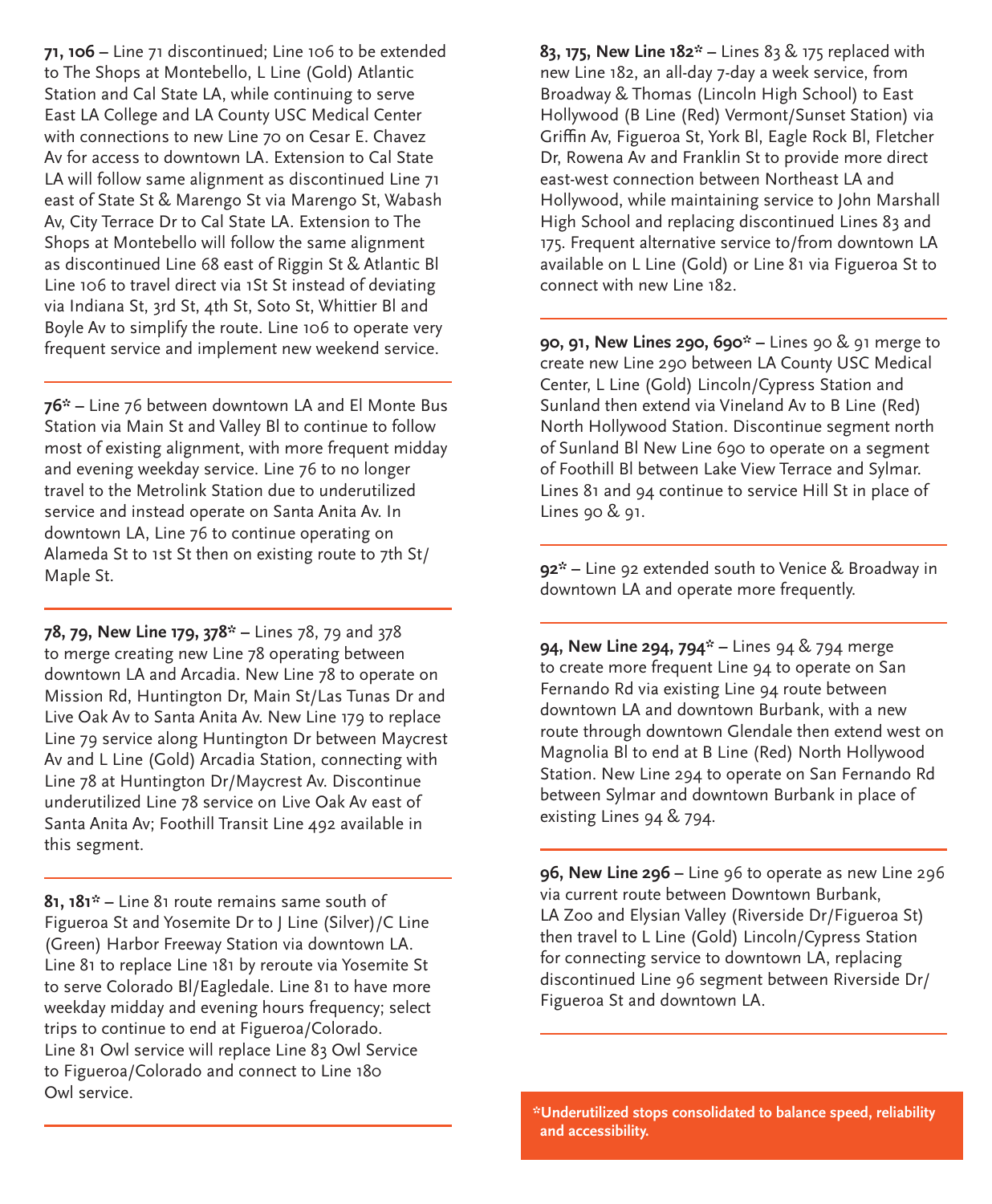**71, 106** – Line 71 discontinued; Line 106 to be extended to The Shops at Montebello, L Line (Gold) Atlantic Station and Cal State LA, while continuing to serve East LA College and LA County USC Medical Center with connections to new Line 70 on Cesar E. Chavez Av for access to downtown LA. Extension to Cal State LA will follow same alignment as discontinued Line 71 east of State St & Marengo St via Marengo St, Wabash Av, City Terrace Dr to Cal State LA. Extension to The Shops at Montebello will follow the same alignment as discontinued Line 68 east of Riggin St & Atlantic Bl Line 106 to travel direct via 1St St instead of deviating via Indiana St, 3rd St, 4th St, Soto St, Whittier Bl and Boyle Av to simplify the route. Line 106 to operate very frequent service and implement new weekend service.

---

**76*** – Line 76 between downtown LA and El Monte Bus Station via Main St and Valley Bl to continue to follow most of existing alignment, with more frequent midday and evening weekday service. Line 76 to no longer travel to the Metrolink Station due to underutilized service and instead operate on Santa Anita Av. In downtown LA, Line 76 to continue operating on Alameda St to 1st St then on existing route to 7th St/Maple St.

---

**78, 79, New Line 179, 378*** – Lines 78, 79 and 378 to merge creating new Line 78 operating between downtown LA and Arcadia. New Line 78 to operate on Mission Rd, Huntington Dr, Main St/Las Tunas Dr and Live Oak Av to Santa Anita Av. New Line 179 to replace Line 79 service along Huntington Dr between Maycrest Av and L Line (Gold) Arcadia Station, connecting with Line 78 at Huntington Dr/Maycrest Av. Discontinue underutilized Line 78 service on Live Oak Av east of Santa Anita Av; Foothill Transit Line 492 available in this segment.

---

**81, 181*** – Line 81 route remains same south of Figueroa St and Yosemite Dr to J Line (Silver)/C Line (Green) Harbor Freeway Station via downtown LA. Line 81 to replace Line 181 by reroute via Yosemite St to serve Colorado Bl/Eagledale. Line 81 to have more weekday midday and evening hours frequency; select trips to continue to end at Figueroa/Colorado. Line 81 Owl service will replace Line 83 Owl Service to Figueroa/Colorado and connect to Line 180 Owl service.

---

**83, 175, New Line 182*** – Lines 83 & 175 replaced with new Line 182, an all-day 7-day a week service, from Broadway & Thomas (Lincoln High School) to East Hollywood (B Line (Red) Vermont/Sunset Station) via Griffin Av, Figueroa St, York Bl, Eagle Rock Bl, Fletcher Dr, Rowena Av and Franklin St to provide more direct east-west connection between Northeast LA and Hollywood, while maintaining service to John Marshall High School and replacing discontinued Lines 83 and 175. Frequent alternative service to/from downtown LA available on L Line (Gold) or Line 81 via Figueroa St to connect with new Line 182.

---

**90, 91, New Lines 290, 690*** – Lines 90 & 91 merge to create new Line 290 between LA County USC Medical Center, L Line (Gold) Lincoln/Cypress Station and Sunland then extend via Vineland Av to B Line (Red) North Hollywood Station. Discontinue segment north of Sunland Bl New Line 690 to operate on a segment of Foothill Bl between Lake View Terrace and Sylmar. Lines 81 and 94 continue to service Hill St in place of Lines 90 & 91.

---

**92*** – Line 92 extended south to Venice & Broadway in downtown LA and operate more frequently.

---

**94, New Line 294, 794*** – Lines 94 & 794 merge to create more frequent Line 94 to operate on San Fernando Rd via existing Line 94 route between downtown LA and downtown Burbank, with a new route through downtown Glendale then extend west on Magnolia Bl to end at B Line (Red) North Hollywood Station. New Line 294 to operate on San Fernando Rd between Sylmar and downtown Burbank in place of existing Lines 94 & 794.

---

**96, New Line 296** – Line 96 to operate as new Line 296 via current route between Downtown Burbank, LA Zoo and Elysian Valley (Riverside Dr/Figueroa St) then travel to L Line (Gold) Lincoln/Cypress Station for connecting service to downtown LA, replacing discontinued Line 96 segment between Riverside Dr/Figueroa St and downtown LA.

---

***Underutilized stops consolidated to balance speed, reliability and accessibility.**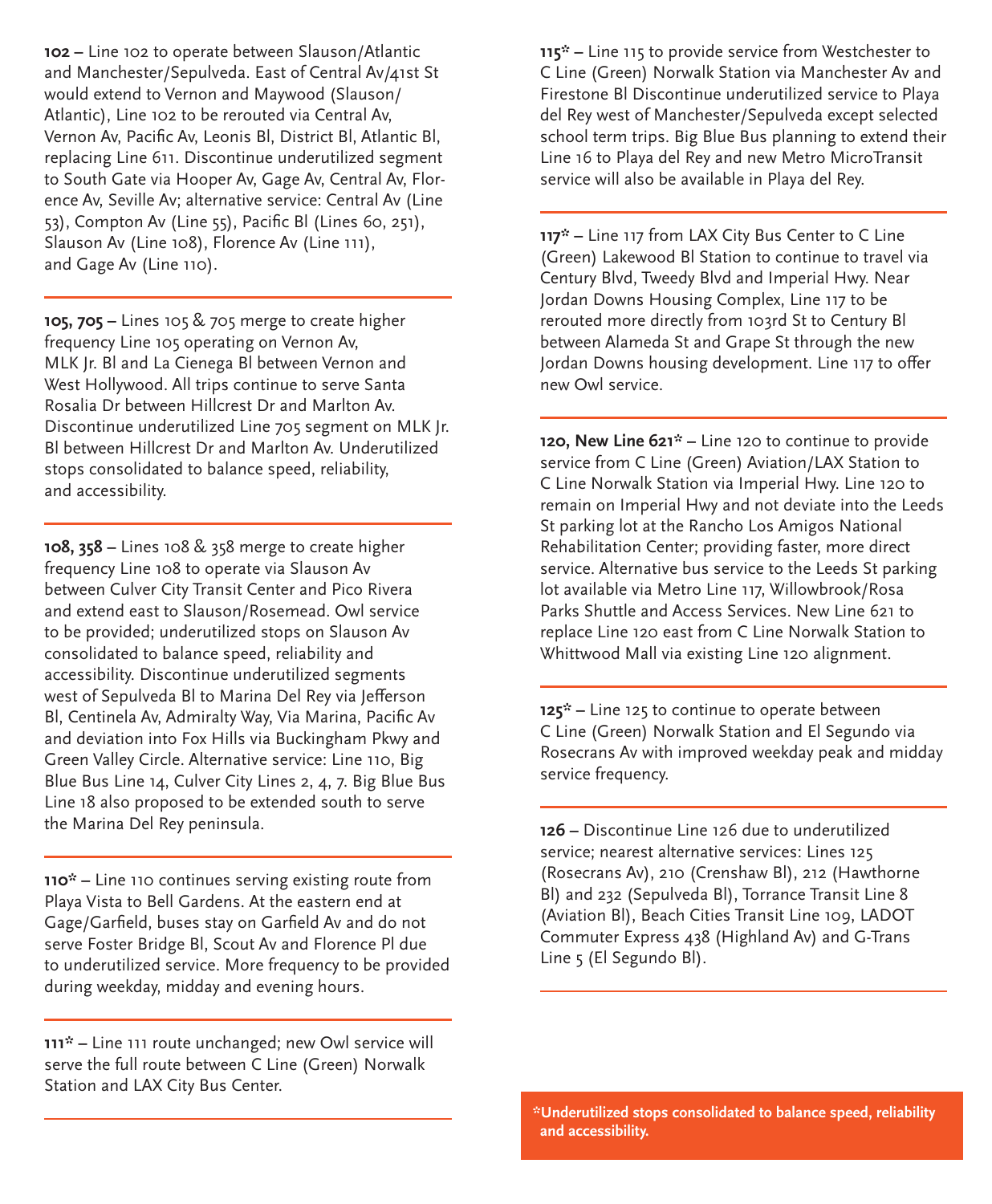**102 –** Line 102 to operate between Slauson/Atlantic and Manchester/Sepulveda. East of Central Av/41st St would extend to Vernon and Maywood (Slauson/Atlantic), Line 102 to be rerouted via Central Av, Vernon Av, Pacific Av, Leonis Bl, District Bl, Atlantic Bl, replacing Line 611. Discontinue underutilized segment to South Gate via Hooper Av, Gage Av, Central Av, Florence Av, Seville Av; alternative service: Central Av (Line 53), Compton Av (Line 55), Pacific Bl (Lines 60, 251), Slauson Av (Line 108), Florence Av (Line 111), and Gage Av (Line 110).

**105, 705 –** Lines 105 & 705 merge to create higher frequency Line 105 operating on Vernon Av, MLK Jr. Bl and La Cienega Bl between Vernon and West Hollywood. All trips continue to serve Santa Rosalia Dr between Hillcrest Dr and Marlton Av. Discontinue underutilized Line 705 segment on MLK Jr. Bl between Hillcrest Dr and Marlton Av. Underutilized stops consolidated to balance speed, reliability, and accessibility.

**108, 358 –** Lines 108 & 358 merge to create higher frequency Line 108 to operate via Slauson Av between Culver City Transit Center and Pico Rivera and extend east to Slauson/Rosemead. Owl service to be provided; underutilized stops on Slauson Av consolidated to balance speed, reliability and accessibility. Discontinue underutilized segments west of Sepulveda Bl to Marina Del Rey via Jefferson Bl, Centinela Av, Admiralty Way, Via Marina, Pacific Av and deviation into Fox Hills via Buckingham Pkwy and Green Valley Circle. Alternative service: Line 110, Big Blue Bus Line 14, Culver City Lines 2, 4, 7. Big Blue Bus Line 18 also proposed to be extended south to serve the Marina Del Rey peninsula.

**110* –** Line 110 continues serving existing route from Playa Vista to Bell Gardens. At the eastern end at Gage/Garfield, buses stay on Garfield Av and do not serve Foster Bridge Bl, Scout Av and Florence Pl due to underutilized service. More frequency to be provided during weekday, midday and evening hours.

**111* –** Line 111 route unchanged; new Owl service will serve the full route between C Line (Green) Norwalk Station and LAX City Bus Center.

**115* –** Line 115 to provide service from Westchester to C Line (Green) Norwalk Station via Manchester Av and Firestone Bl Discontinue underutilized service to Playa del Rey west of Manchester/Sepulveda except selected school term trips. Big Blue Bus planning to extend their Line 16 to Playa del Rey and new Metro MicroTransit service will also be available in Playa del Rey.

**117* –** Line 117 from LAX City Bus Center to C Line (Green) Lakewood Bl Station to continue to travel via Century Blvd, Tweedy Blvd and Imperial Hwy. Near Jordan Downs Housing Complex, Line 117 to be rerouted more directly from 103rd St to Century Bl between Alameda St and Grape St through the new Jordan Downs housing development. Line 117 to offer new Owl service.

**120, New Line 621* –** Line 120 to continue to provide service from C Line (Green) Aviation/LAX Station to C Line Norwalk Station via Imperial Hwy. Line 120 to remain on Imperial Hwy and not deviate into the Leeds St parking lot at the Rancho Los Amigos National Rehabilitation Center; providing faster, more direct service. Alternative bus service to the Leeds St parking lot available via Metro Line 117, Willowbrook/Rosa Parks Shuttle and Access Services. New Line 621 to replace Line 120 east from C Line Norwalk Station to Whittwood Mall via existing Line 120 alignment.

**125* –** Line 125 to continue to operate between C Line (Green) Norwalk Station and El Segundo via Rosecrans Av with improved weekday peak and midday service frequency.

**126 –** Discontinue Line 126 due to underutilized service; nearest alternative services: Lines 125 (Rosecrans Av), 210 (Crenshaw Bl), 212 (Hawthorne Bl) and 232 (Sepulveda Bl), Torrance Transit Line 8 (Aviation Bl), Beach Cities Transit Line 109, LADOT Commuter Express 438 (Highland Av) and G-Trans Line 5 (El Segundo Bl).

***Underutilized stops consolidated to balance speed, reliability and accessibility.**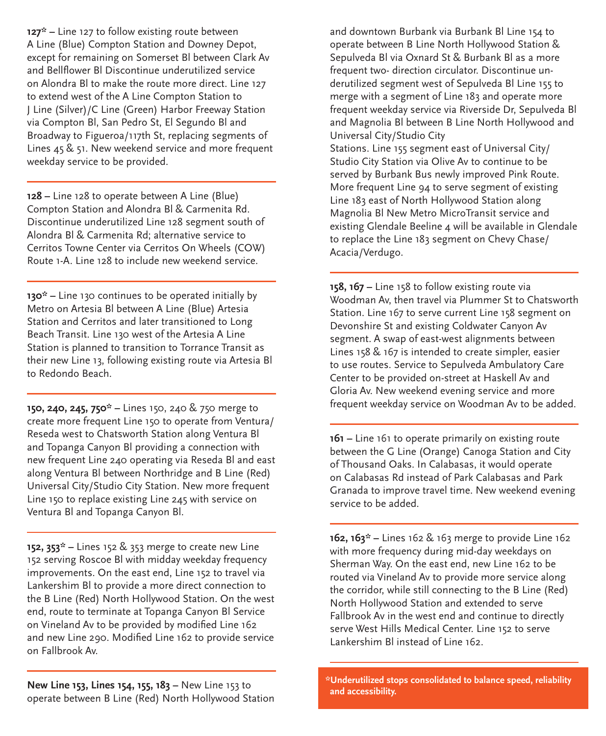**127*** – Line 127 to follow existing route between A Line (Blue) Compton Station and Downey Depot, except for remaining on Somerset Bl between Clark Av and Bellflower Bl Discontinue underutilized service on Alondra Bl to make the route more direct. Line 127 to extend west of the A Line Compton Station to J Line (Silver)/C Line (Green) Harbor Freeway Station via Compton Bl, San Pedro St, El Segundo Bl and Broadway to Figueroa/117th St, replacing segments of Lines 45 & 51. New weekend service and more frequent weekday service to be provided.

---

**128** – Line 128 to operate between A Line (Blue) Compton Station and Alondra Bl & Carmenita Rd. Discontinue underutilized Line 128 segment south of Alondra Bl & Carmenita Rd; alternative service to Cerritos Towne Center via Cerritos On Wheels (COW) Route 1-A. Line 128 to include new weekend service.

---

**130*** – Line 130 continues to be operated initially by Metro on Artesia Bl between A Line (Blue) Artesia Station and Cerritos and later transitioned to Long Beach Transit. Line 130 west of the Artesia A Line Station is planned to transition to Torrance Transit as their new Line 13, following existing route via Artesia Bl to Redondo Beach.

---

**150, 240, 245, 750*** – Lines 150, 240 & 750 merge to create more frequent Line 150 to operate from Ventura/ Reseda west to Chatsworth Station along Ventura Bl and Topanga Canyon Bl providing a connection with new frequent Line 240 operating via Reseda Bl and east along Ventura Bl between Northridge and B Line (Red) Universal City/Studio City Station. New more frequent Line 150 to replace existing Line 245 with service on Ventura Bl and Topanga Canyon Bl.

---

**152, 353*** – Lines 152 & 353 merge to create new Line 152 serving Roscoe Bl with midday weekday frequency improvements. On the east end, Line 152 to travel via Lankershim Bl to provide a more direct connection to the B Line (Red) North Hollywood Station. On the west end, route to terminate at Topanga Canyon Bl Service on Vineland Av to be provided by modified Line 162 and new Line 290. Modified Line 162 to provide service on Fallbrook Av.

---

**New Line 153, Lines 154, 155, 183** – New Line 153 to operate between B Line (Red) North Hollywood Station and downtown Burbank via Burbank Bl Line 154 to operate between B Line North Hollywood Station & Sepulveda Bl via Oxnard St & Burbank Bl as a more frequent two- direction circulator. Discontinue underutilized segment west of Sepulveda Bl Line 155 to merge with a segment of Line 183 and operate more frequent weekday service via Riverside Dr, Sepulveda Bl and Magnolia Bl between B Line North Hollywood and Universal City/Studio City
Stations. Line 155 segment east of Universal City/ Studio City Station via Olive Av to continue to be served by Burbank Bus newly improved Pink Route. More frequent Line 94 to serve segment of existing Line 183 east of North Hollywood Station along Magnolia Bl New Metro MicroTransit service and existing Glendale Beeline 4 will be available in Glendale to replace the Line 183 segment on Chevy Chase/ Acacia/Verdugo.

---

**158, 167** – Line 158 to follow existing route via Woodman Av, then travel via Plummer St to Chatsworth Station. Line 167 to serve current Line 158 segment on Devonshire St and existing Coldwater Canyon Av segment. A swap of east-west alignments between Lines 158 & 167 is intended to create simpler, easier to use routes. Service to Sepulveda Ambulatory Care Center to be provided on-street at Haskell Av and Gloria Av. New weekend evening service and more frequent weekday service on Woodman Av to be added.

---

**161** – Line 161 to operate primarily on existing route between the G Line (Orange) Canoga Station and City of Thousand Oaks. In Calabasas, it would operate on Calabasas Rd instead of Park Calabasas and Park Granada to improve travel time. New weekend evening service to be added.

---

**162, 163*** – Lines 162 & 163 merge to provide Line 162 with more frequency during mid-day weekdays on Sherman Way. On the east end, new Line 162 to be routed via Vineland Av to provide more service along the corridor, while still connecting to the B Line (Red) North Hollywood Station and extended to serve Fallbrook Av in the west end and continue to directly serve West Hills Medical Center. Line 152 to serve Lankershim Bl instead of Line 162.

---

**\*Underutilized stops consolidated to balance speed, reliability and accessibility.**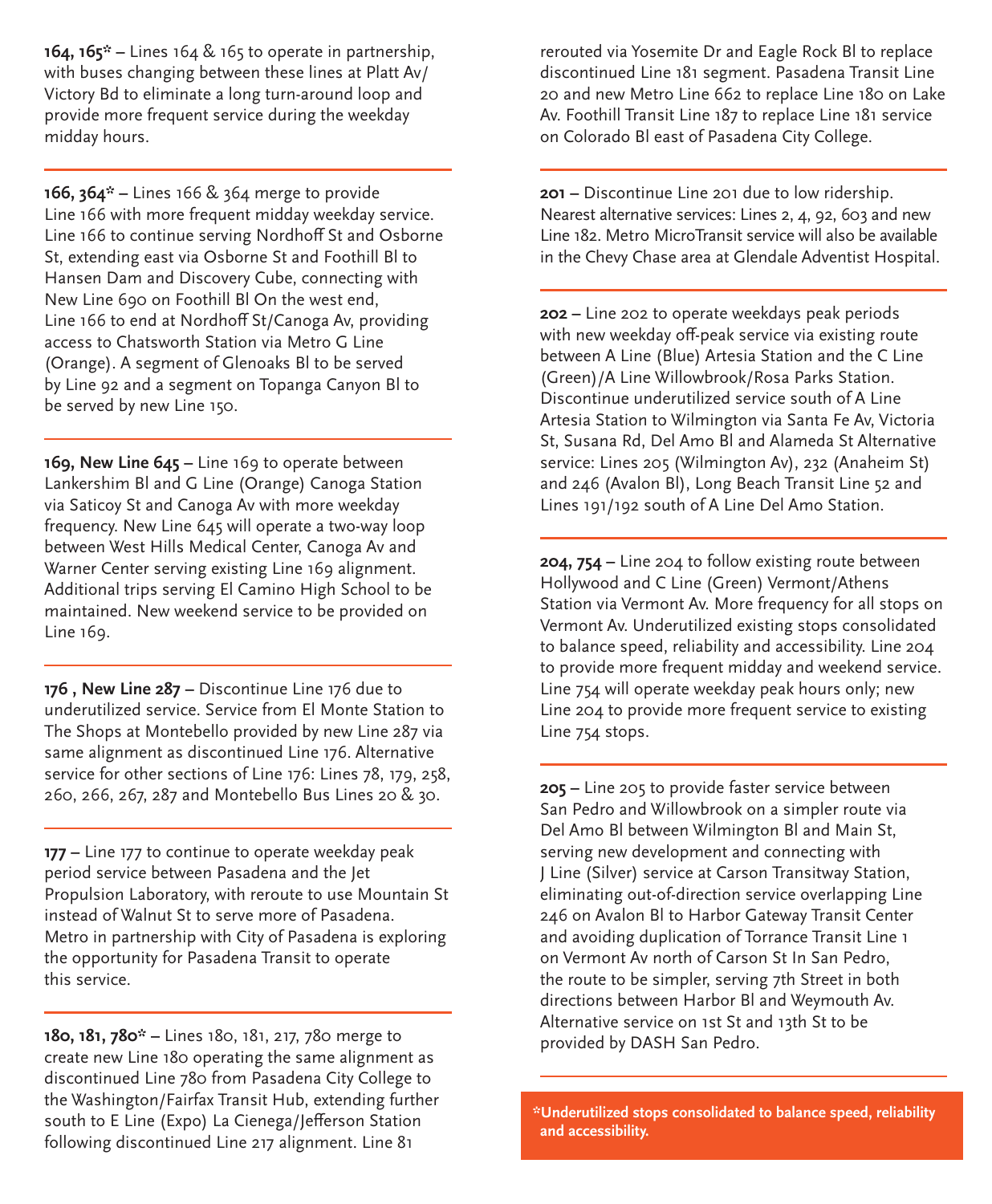**164, 165*** – Lines 164 & 165 to operate in partnership, with buses changing between these lines at Platt Av/Victory Bd to eliminate a long turn-around loop and provide more frequent service during the weekday midday hours.

**166, 364*** – Lines 166 & 364 merge to provide Line 166 with more frequent midday weekday service. Line 166 to continue serving Nordhoff St and Osborne St, extending east via Osborne St and Foothill Bl to Hansen Dam and Discovery Cube, connecting with New Line 690 on Foothill Bl On the west end, Line 166 to end at Nordhoff St/Canoga Av, providing access to Chatsworth Station via Metro G Line (Orange). A segment of Glenoaks Bl to be served by Line 92 and a segment on Topanga Canyon Bl to be served by new Line 150.

**169, New Line 645** – Line 169 to operate between Lankershim Bl and G Line (Orange) Canoga Station via Saticoy St and Canoga Av with more weekday frequency. New Line 645 will operate a two-way loop between West Hills Medical Center, Canoga Av and Warner Center serving existing Line 169 alignment. Additional trips serving El Camino High School to be maintained. New weekend service to be provided on Line 169.

**176 , New Line 287** – Discontinue Line 176 due to underutilized service. Service from El Monte Station to The Shops at Montebello provided by new Line 287 via same alignment as discontinued Line 176. Alternative service for other sections of Line 176: Lines 78, 179, 258, 260, 266, 267, 287 and Montebello Bus Lines 20 & 30.

**177** – Line 177 to continue to operate weekday peak period service between Pasadena and the Jet Propulsion Laboratory, with reroute to use Mountain St instead of Walnut St to serve more of Pasadena. Metro in partnership with City of Pasadena is exploring the opportunity for Pasadena Transit to operate this service.

**180, 181, 780*** – Lines 180, 181, 217, 780 merge to create new Line 180 operating the same alignment as discontinued Line 780 from Pasadena City College to the Washington/Fairfax Transit Hub, extending further south to E Line (Expo) La Cienega/Jefferson Station following discontinued Line 217 alignment. Line 81 rerouted via Yosemite Dr and Eagle Rock Bl to replace discontinued Line 181 segment. Pasadena Transit Line 20 and new Metro Line 662 to replace Line 180 on Lake Av. Foothill Transit Line 187 to replace Line 181 service on Colorado Bl east of Pasadena City College.

**201** – Discontinue Line 201 due to low ridership. Nearest alternative services: Lines 2, 4, 92, 603 and new Line 182. Metro MicroTransit service will also be available in the Chevy Chase area at Glendale Adventist Hospital.

**202** – Line 202 to operate weekdays peak periods with new weekday off-peak service via existing route between A Line (Blue) Artesia Station and the C Line (Green)/A Line Willowbrook/Rosa Parks Station. Discontinue underutilized service south of A Line Artesia Station to Wilmington via Santa Fe Av, Victoria St, Susana Rd, Del Amo Bl and Alameda St Alternative service: Lines 205 (Wilmington Av), 232 (Anaheim St) and 246 (Avalon Bl), Long Beach Transit Line 52 and Lines 191/192 south of A Line Del Amo Station.

**204, 754** – Line 204 to follow existing route between Hollywood and C Line (Green) Vermont/Athens Station via Vermont Av. More frequency for all stops on Vermont Av. Underutilized existing stops consolidated to balance speed, reliability and accessibility. Line 204 to provide more frequent midday and weekend service. Line 754 will operate weekday peak hours only; new Line 204 to provide more frequent service to existing Line 754 stops.

**205** – Line 205 to provide faster service between San Pedro and Willowbrook on a simpler route via Del Amo Bl between Wilmington Bl and Main St, serving new development and connecting with J Line (Silver) service at Carson Transitway Station, eliminating out-of-direction service overlapping Line 246 on Avalon Bl to Harbor Gateway Transit Center and avoiding duplication of Torrance Transit Line 1 on Vermont Av north of Carson St In San Pedro, the route to be simpler, serving 7th Street in both directions between Harbor Bl and Weymouth Av. Alternative service on 1st St and 13th St to be provided by DASH San Pedro.

***Underutilized stops consolidated to balance speed, reliability and accessibility.**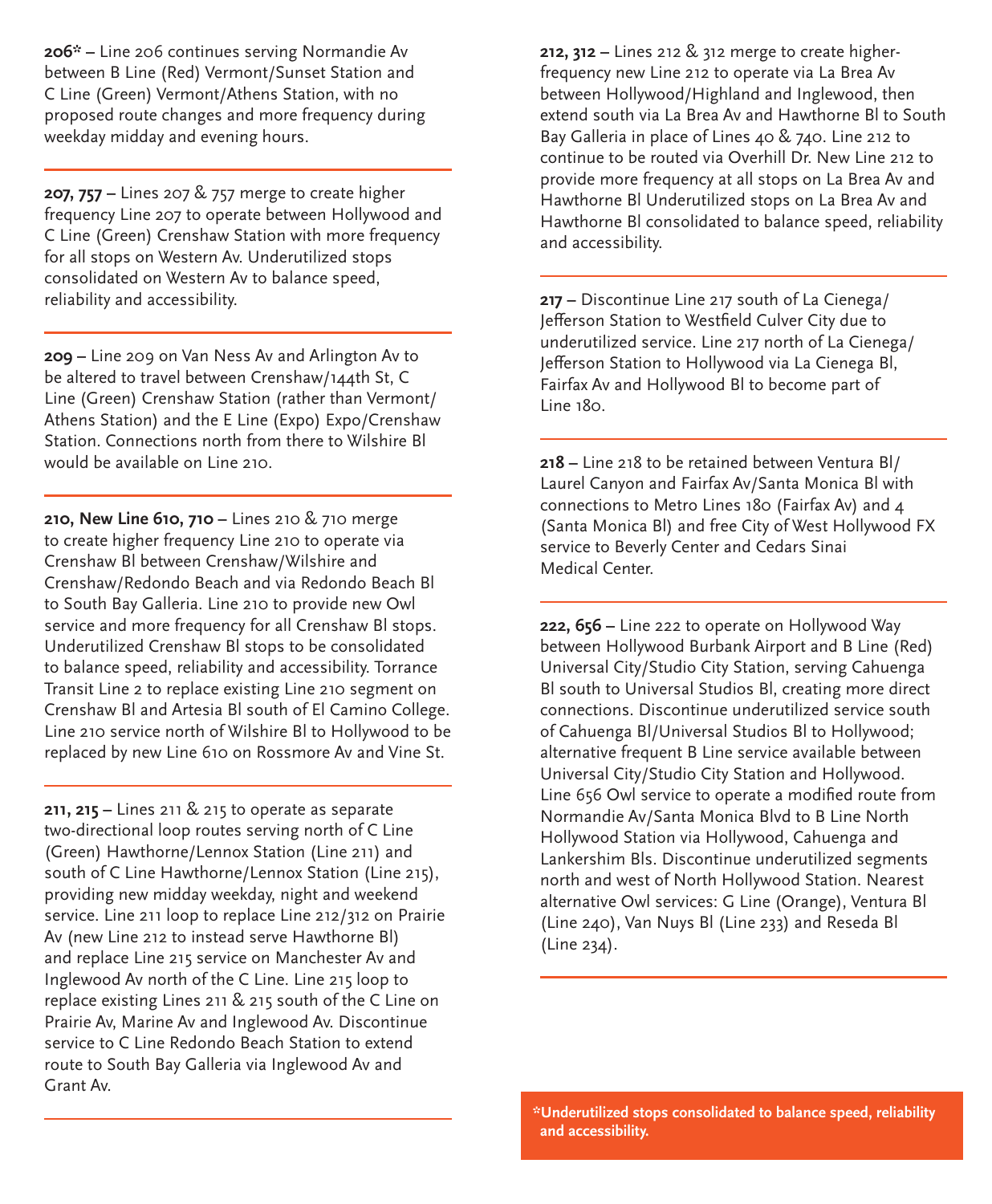**206*** – Line 206 continues serving Normandie Av between B Line (Red) Vermont/Sunset Station and C Line (Green) Vermont/Athens Station, with no proposed route changes and more frequency during weekday midday and evening hours.

**207, 757** – Lines 207 & 757 merge to create higher frequency Line 207 to operate between Hollywood and C Line (Green) Crenshaw Station with more frequency for all stops on Western Av. Underutilized stops consolidated on Western Av to balance speed, reliability and accessibility.

**209** – Line 209 on Van Ness Av and Arlington Av to be altered to travel between Crenshaw/144th St, C Line (Green) Crenshaw Station (rather than Vermont/ Athens Station) and the E Line (Expo) Expo/Crenshaw Station. Connections north from there to Wilshire Bl would be available on Line 210.

**210, New Line 610, 710** – Lines 210 & 710 merge to create higher frequency Line 210 to operate via Crenshaw Bl between Crenshaw/Wilshire and Crenshaw/Redondo Beach and via Redondo Beach Bl to South Bay Galleria. Line 210 to provide new Owl service and more frequency for all Crenshaw Bl stops. Underutilized Crenshaw Bl stops to be consolidated to balance speed, reliability and accessibility. Torrance Transit Line 2 to replace existing Line 210 segment on Crenshaw Bl and Artesia Bl south of El Camino College. Line 210 service north of Wilshire Bl to Hollywood to be replaced by new Line 610 on Rossmore Av and Vine St.

**211, 215** – Lines 211 & 215 to operate as separate two-directional loop routes serving north of C Line (Green) Hawthorne/Lennox Station (Line 211) and south of C Line Hawthorne/Lennox Station (Line 215), providing new midday weekday, night and weekend service. Line 211 loop to replace Line 212/312 on Prairie Av (new Line 212 to instead serve Hawthorne Bl) and replace Line 215 service on Manchester Av and Inglewood Av north of the C Line. Line 215 loop to replace existing Lines 211 & 215 south of the C Line on Prairie Av, Marine Av and Inglewood Av. Discontinue service to C Line Redondo Beach Station to extend route to South Bay Galleria via Inglewood Av and Grant Av.

**212, 312** – Lines 212 & 312 merge to create higher-frequency new Line 212 to operate via La Brea Av between Hollywood/Highland and Inglewood, then extend south via La Brea Av and Hawthorne Bl to South Bay Galleria in place of Lines 40 & 740. Line 212 to continue to be routed via Overhill Dr. New Line 212 to provide more frequency at all stops on La Brea Av and Hawthorne Bl Underutilized stops on La Brea Av and Hawthorne Bl consolidated to balance speed, reliability and accessibility.

**217** – Discontinue Line 217 south of La Cienega/ Jefferson Station to Westfield Culver City due to underutilized service. Line 217 north of La Cienega/ Jefferson Station to Hollywood via La Cienega Bl, Fairfax Av and Hollywood Bl to become part of Line 180.

**218** – Line 218 to be retained between Ventura Bl/ Laurel Canyon and Fairfax Av/Santa Monica Bl with connections to Metro Lines 180 (Fairfax Av) and 4 (Santa Monica Bl) and free City of West Hollywood FX service to Beverly Center and Cedars Sinai Medical Center.

**222, 656** – Line 222 to operate on Hollywood Way between Hollywood Burbank Airport and B Line (Red) Universal City/Studio City Station, serving Cahuenga Bl south to Universal Studios Bl, creating more direct connections. Discontinue underutilized service south of Cahuenga Bl/Universal Studios Bl to Hollywood; alternative frequent B Line service available between Universal City/Studio City Station and Hollywood. Line 656 Owl service to operate a modified route from Normandie Av/Santa Monica Blvd to B Line North Hollywood Station via Hollywood, Cahuenga and Lankershim Bls. Discontinue underutilized segments north and west of North Hollywood Station. Nearest alternative Owl services: G Line (Orange), Ventura Bl (Line 240), Van Nuys Bl (Line 233) and Reseda Bl (Line 234).

**\*Underutilized stops consolidated to balance speed, reliability and accessibility.**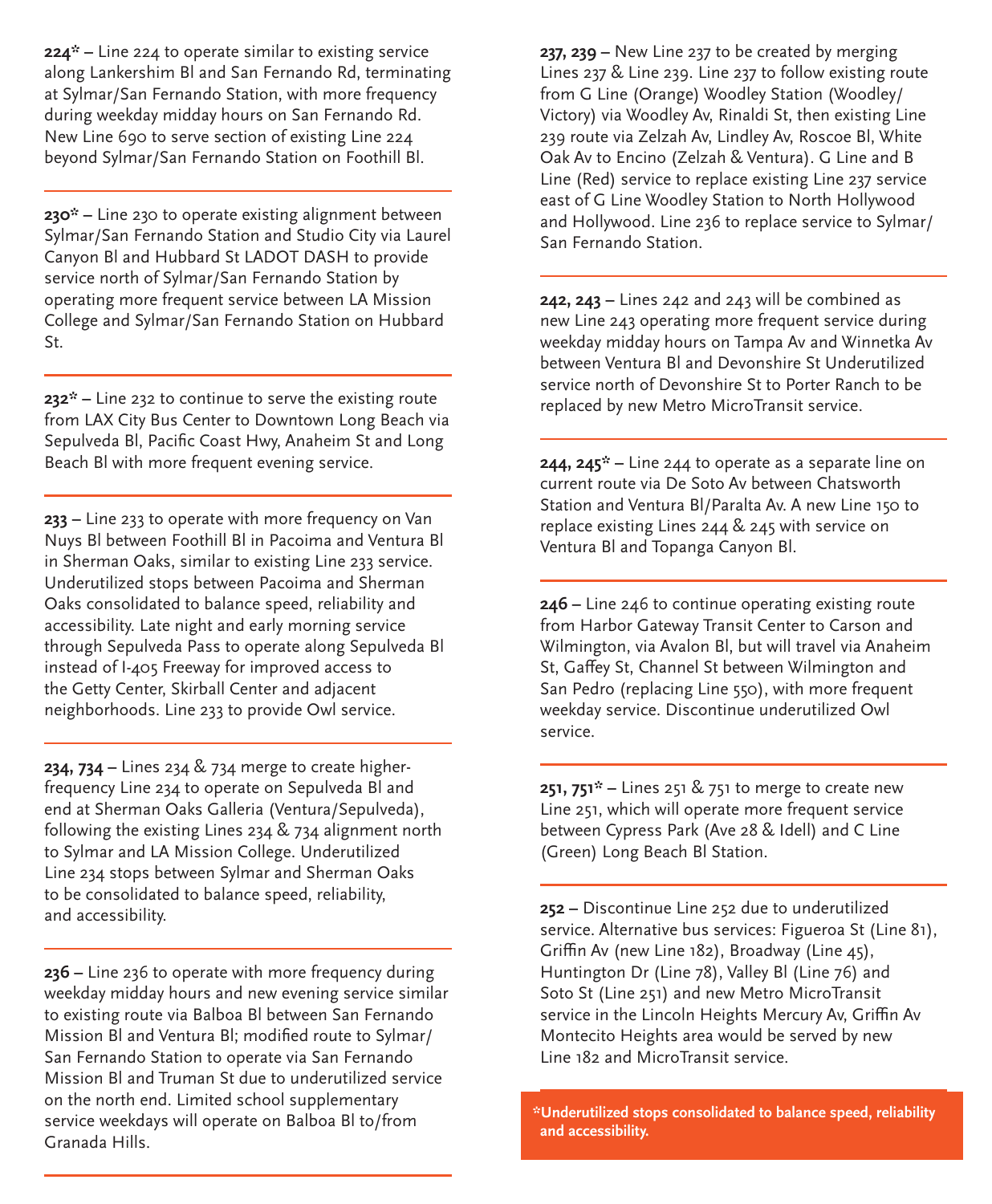**224*** – Line 224 to operate similar to existing service along Lankershim Bl and San Fernando Rd, terminating at Sylmar/San Fernando Station, with more frequency during weekday midday hours on San Fernando Rd. New Line 690 to serve section of existing Line 224 beyond Sylmar/San Fernando Station on Foothill Bl.

---

**230*** – Line 230 to operate existing alignment between Sylmar/San Fernando Station and Studio City via Laurel Canyon Bl and Hubbard St LADOT DASH to provide service north of Sylmar/San Fernando Station by operating more frequent service between LA Mission College and Sylmar/San Fernando Station on Hubbard St.

---

**232*** – Line 232 to continue to serve the existing route from LAX City Bus Center to Downtown Long Beach via Sepulveda Bl, Pacific Coast Hwy, Anaheim St and Long Beach Bl with more frequent evening service.

---

**233** – Line 233 to operate with more frequency on Van Nuys Bl between Foothill Bl in Pacoima and Ventura Bl in Sherman Oaks, similar to existing Line 233 service. Underutilized stops between Pacoima and Sherman Oaks consolidated to balance speed, reliability and accessibility. Late night and early morning service through Sepulveda Pass to operate along Sepulveda Bl instead of I-405 Freeway for improved access to the Getty Center, Skirball Center and adjacent neighborhoods. Line 233 to provide Owl service.

---

**234, 734** – Lines 234 & 734 merge to create higher-frequency Line 234 to operate on Sepulveda Bl and end at Sherman Oaks Galleria (Ventura/Sepulveda), following the existing Lines 234 & 734 alignment north to Sylmar and LA Mission College. Underutilized Line 234 stops between Sylmar and Sherman Oaks to be consolidated to balance speed, reliability, and accessibility.

---

**236** – Line 236 to operate with more frequency during weekday midday hours and new evening service similar to existing route via Balboa Bl between San Fernando Mission Bl and Ventura Bl; modified route to Sylmar/San Fernando Station to operate via San Fernando Mission Bl and Truman St due to underutilized service on the north end. Limited school supplementary service weekdays will operate on Balboa Bl to/from Granada Hills.

---

**237, 239** – New Line 237 to be created by merging Lines 237 & Line 239. Line 237 to follow existing route from G Line (Orange) Woodley Station (Woodley/Victory) via Woodley Av, Rinaldi St, then existing Line 239 route via Zelzah Av, Lindley Av, Roscoe Bl, White Oak Av to Encino (Zelzah & Ventura). G Line and B Line (Red) service to replace existing Line 237 service east of G Line Woodley Station to North Hollywood and Hollywood. Line 236 to replace service to Sylmar/San Fernando Station.

---

**242, 243** – Lines 242 and 243 will be combined as new Line 243 operating more frequent service during weekday midday hours on Tampa Av and Winnetka Av between Ventura Bl and Devonshire St Underutilized service north of Devonshire St to Porter Ranch to be replaced by new Metro MicroTransit service.

---

**244, 245*** – Line 244 to operate as a separate line on current route via De Soto Av between Chatsworth Station and Ventura Bl/Paralta Av. A new Line 150 to replace existing Lines 244 & 245 with service on Ventura Bl and Topanga Canyon Bl.

---

**246** – Line 246 to continue operating existing route from Harbor Gateway Transit Center to Carson and Wilmington, via Avalon Bl, but will travel via Anaheim St, Gaffey St, Channel St between Wilmington and San Pedro (replacing Line 550), with more frequent weekday service. Discontinue underutilized Owl service.

---

**251, 751*** – Lines 251 & 751 to merge to create new Line 251, which will operate more frequent service between Cypress Park (Ave 28 & Idell) and C Line (Green) Long Beach Bl Station.

---

**252** – Discontinue Line 252 due to underutilized service. Alternative bus services: Figueroa St (Line 81), Griffin Av (new Line 182), Broadway (Line 45), Huntington Dr (Line 78), Valley Bl (Line 76) and Soto St (Line 251) and new Metro MicroTransit service in the Lincoln Heights Mercury Av, Griffin Av Montecito Heights area would be served by new Line 182 and MicroTransit service.

---

***Underutilized stops consolidated to balance speed, reliability and accessibility.**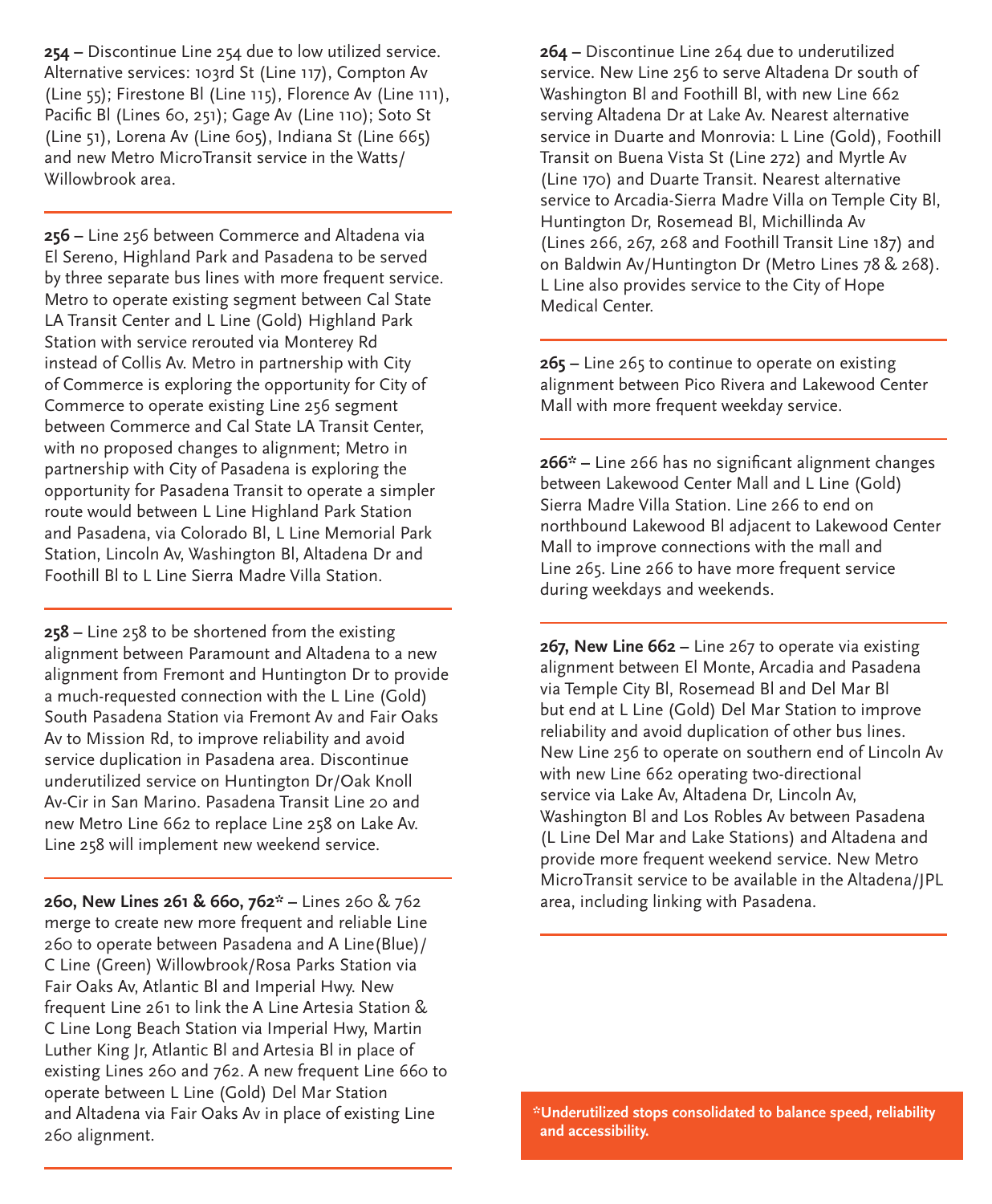**254** – Discontinue Line 254 due to low utilized service. Alternative services: 103rd St (Line 117), Compton Av (Line 55); Firestone Bl (Line 115), Florence Av (Line 111), Pacific Bl (Lines 60, 251); Gage Av (Line 110); Soto St (Line 51), Lorena Av (Line 605), Indiana St (Line 665) and new Metro MicroTransit service in the Watts/ Willowbrook area.

---

**256** – Line 256 between Commerce and Altadena via El Sereno, Highland Park and Pasadena to be served by three separate bus lines with more frequent service. Metro to operate existing segment between Cal State LA Transit Center and L Line (Gold) Highland Park Station with service rerouted via Monterey Rd instead of Collis Av. Metro in partnership with City of Commerce is exploring the opportunity for City of Commerce to operate existing Line 256 segment between Commerce and Cal State LA Transit Center, with no proposed changes to alignment; Metro in partnership with City of Pasadena is exploring the opportunity for Pasadena Transit to operate a simpler route would between L Line Highland Park Station and Pasadena, via Colorado Bl, L Line Memorial Park Station, Lincoln Av, Washington Bl, Altadena Dr and Foothill Bl to L Line Sierra Madre Villa Station.

---

**258** – Line 258 to be shortened from the existing alignment between Paramount and Altadena to a new alignment from Fremont and Huntington Dr to provide a much-requested connection with the L Line (Gold) South Pasadena Station via Fremont Av and Fair Oaks Av to Mission Rd, to improve reliability and avoid service duplication in Pasadena area. Discontinue underutilized service on Huntington Dr/Oak Knoll Av-Cir in San Marino. Pasadena Transit Line 20 and new Metro Line 662 to replace Line 258 on Lake Av. Line 258 will implement new weekend service.

---

**260, New Lines 261 & 660, 762*** – Lines 260 & 762 merge to create new more frequent and reliable Line 260 to operate between Pasadena and A Line(Blue)/ C Line (Green) Willowbrook/Rosa Parks Station via Fair Oaks Av, Atlantic Bl and Imperial Hwy. New frequent Line 261 to link the A Line Artesia Station & C Line Long Beach Station via Imperial Hwy, Martin Luther King Jr, Atlantic Bl and Artesia Bl in place of existing Lines 260 and 762. A new frequent Line 660 to operate between L Line (Gold) Del Mar Station and Altadena via Fair Oaks Av in place of existing Line 260 alignment.

---

**264** – Discontinue Line 264 due to underutilized service. New Line 256 to serve Altadena Dr south of Washington Bl and Foothill Bl, with new Line 662 serving Altadena Dr at Lake Av. Nearest alternative service in Duarte and Monrovia: L Line (Gold), Foothill Transit on Buena Vista St (Line 272) and Myrtle Av (Line 170) and Duarte Transit. Nearest alternative service to Arcadia-Sierra Madre Villa on Temple City Bl, Huntington Dr, Rosemead Bl, Michillinda Av (Lines 266, 267, 268 and Foothill Transit Line 187) and on Baldwin Av/Huntington Dr (Metro Lines 78 & 268). L Line also provides service to the City of Hope Medical Center.

---

**265** – Line 265 to continue to operate on existing alignment between Pico Rivera and Lakewood Center Mall with more frequent weekday service.

---

**266*** – Line 266 has no significant alignment changes between Lakewood Center Mall and L Line (Gold) Sierra Madre Villa Station. Line 266 to end on northbound Lakewood Bl adjacent to Lakewood Center Mall to improve connections with the mall and Line 265. Line 266 to have more frequent service during weekdays and weekends.

---

**267, New Line 662** – Line 267 to operate via existing alignment between El Monte, Arcadia and Pasadena via Temple City Bl, Rosemead Bl and Del Mar Bl but end at L Line (Gold) Del Mar Station to improve reliability and avoid duplication of other bus lines. New Line 256 to operate on southern end of Lincoln Av with new Line 662 operating two-directional service via Lake Av, Altadena Dr, Lincoln Av, Washington Bl and Los Robles Av between Pasadena (L Line Del Mar and Lake Stations) and Altadena and provide more frequent weekend service. New Metro MicroTransit service to be available in the Altadena/JPL area, including linking with Pasadena.

---

**\*Underutilized stops consolidated to balance speed, reliability and accessibility.**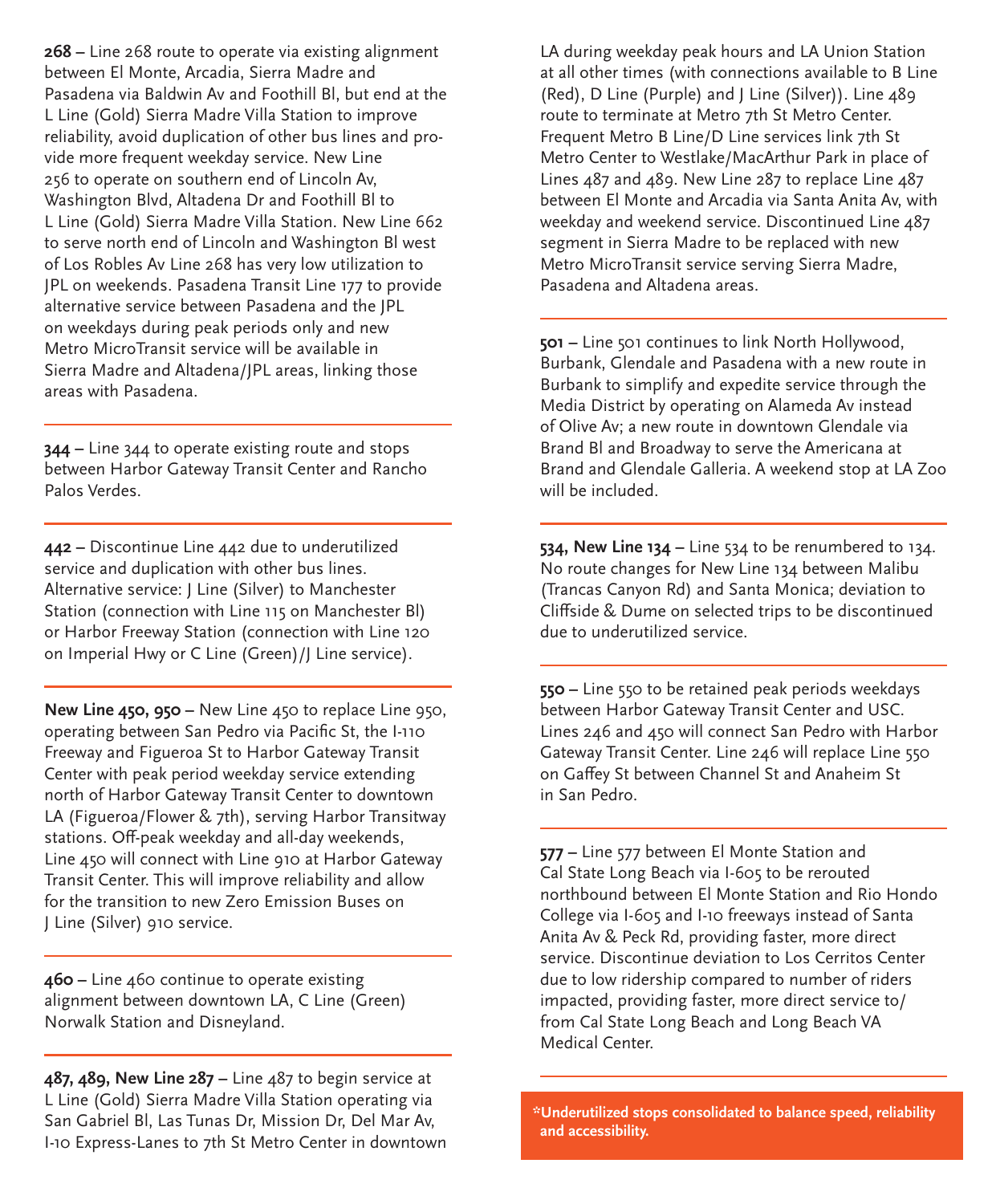**268 –** Line 268 route to operate via existing alignment between El Monte, Arcadia, Sierra Madre and Pasadena via Baldwin Av and Foothill Bl, but end at the L Line (Gold) Sierra Madre Villa Station to improve reliability, avoid duplication of other bus lines and provide more frequent weekday service. New Line 256 to operate on southern end of Lincoln Av, Washington Blvd, Altadena Dr and Foothill Bl to L Line (Gold) Sierra Madre Villa Station. New Line 662 to serve north end of Lincoln and Washington Bl west of Los Robles Av Line 268 has very low utilization to JPL on weekends. Pasadena Transit Line 177 to provide alternative service between Pasadena and the JPL on weekdays during peak periods only and new Metro MicroTransit service will be available in Sierra Madre and Altadena/JPL areas, linking those areas with Pasadena.

---

**344 –** Line 344 to operate existing route and stops between Harbor Gateway Transit Center and Rancho Palos Verdes.

---

**442 –** Discontinue Line 442 due to underutilized service and duplication with other bus lines. Alternative service: J Line (Silver) to Manchester Station (connection with Line 115 on Manchester Bl) or Harbor Freeway Station (connection with Line 120 on Imperial Hwy or C Line (Green)/J Line service).

---

**New Line 450, 950 –** New Line 450 to replace Line 950, operating between San Pedro via Pacific St, the I-110 Freeway and Figueroa St to Harbor Gateway Transit Center with peak period weekday service extending north of Harbor Gateway Transit Center to downtown LA (Figueroa/Flower & 7th), serving Harbor Transitway stations. Off-peak weekday and all-day weekends, Line 450 will connect with Line 910 at Harbor Gateway Transit Center. This will improve reliability and allow for the transition to new Zero Emission Buses on J Line (Silver) 910 service.

---

**460 –** Line 460 continue to operate existing alignment between downtown LA, C Line (Green) Norwalk Station and Disneyland.

---

**487, 489, New Line 287 –** Line 487 to begin service at L Line (Gold) Sierra Madre Villa Station operating via San Gabriel Bl, Las Tunas Dr, Mission Dr, Del Mar Av, I-10 Express-Lanes to 7th St Metro Center in downtown LA during weekday peak hours and LA Union Station at all other times (with connections available to B Line (Red), D Line (Purple) and J Line (Silver)). Line 489 route to terminate at Metro 7th St Metro Center. Frequent Metro B Line/D Line services link 7th St Metro Center to Westlake/MacArthur Park in place of Lines 487 and 489. New Line 287 to replace Line 487 between El Monte and Arcadia via Santa Anita Av, with weekday and weekend service. Discontinued Line 487 segment in Sierra Madre to be replaced with new Metro MicroTransit service serving Sierra Madre, Pasadena and Altadena areas.

---

**501 –** Line 501 continues to link North Hollywood, Burbank, Glendale and Pasadena with a new route in Burbank to simplify and expedite service through the Media District by operating on Alameda Av instead of Olive Av; a new route in downtown Glendale via Brand Bl and Broadway to serve the Americana at Brand and Glendale Galleria. A weekend stop at LA Zoo will be included.

---

**534, New Line 134 –** Line 534 to be renumbered to 134. No route changes for New Line 134 between Malibu (Trancas Canyon Rd) and Santa Monica; deviation to Cliffside & Dume on selected trips to be discontinued due to underutilized service.

---

**550 –** Line 550 to be retained peak periods weekdays between Harbor Gateway Transit Center and USC. Lines 246 and 450 will connect San Pedro with Harbor Gateway Transit Center. Line 246 will replace Line 550 on Gaffey St between Channel St and Anaheim St in San Pedro.

---

**577 –** Line 577 between El Monte Station and Cal State Long Beach via I-605 to be rerouted northbound between El Monte Station and Rio Hondo College via I-605 and I-10 freeways instead of Santa Anita Av & Peck Rd, providing faster, more direct service. Discontinue deviation to Los Cerritos Center due to low ridership compared to number of riders impacted, providing faster, more direct service to/from Cal State Long Beach and Long Beach VA Medical Center.

---

**\*Underutilized stops consolidated to balance speed, reliability and accessibility.**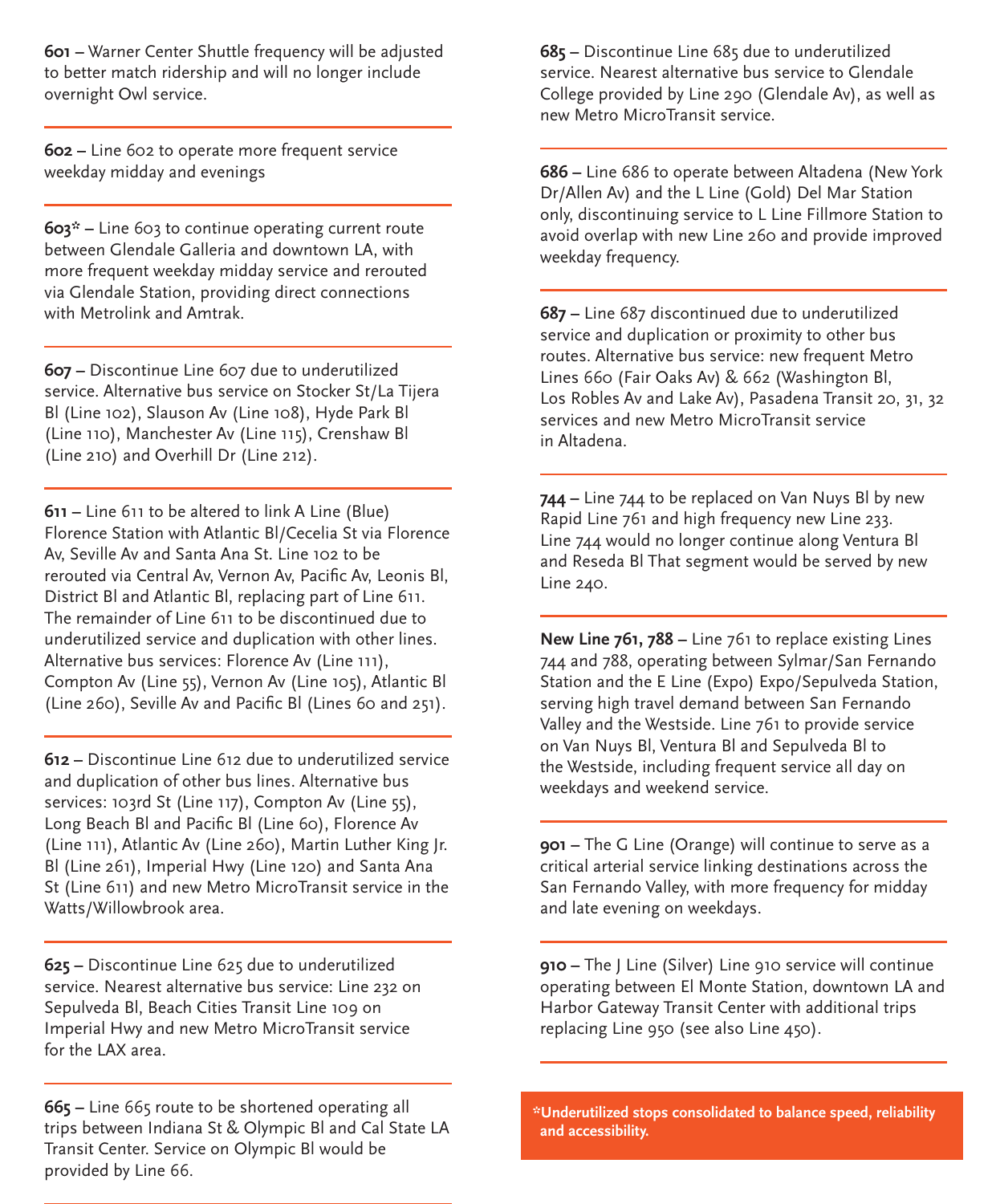**601** – Warner Center Shuttle frequency will be adjusted to better match ridership and will no longer include overnight Owl service.

**602** – Line 602 to operate more frequent service weekday midday and evenings

**603*** – Line 603 to continue operating current route between Glendale Galleria and downtown LA, with more frequent weekday midday service and rerouted via Glendale Station, providing direct connections with Metrolink and Amtrak.

**607** – Discontinue Line 607 due to underutilized service. Alternative bus service on Stocker St/La Tijera Bl (Line 102), Slauson Av (Line 108), Hyde Park Bl (Line 110), Manchester Av (Line 115), Crenshaw Bl (Line 210) and Overhill Dr (Line 212).

**611** – Line 611 to be altered to link A Line (Blue) Florence Station with Atlantic Bl/Cecelia St via Florence Av, Seville Av and Santa Ana St. Line 102 to be rerouted via Central Av, Vernon Av, Pacific Av, Leonis Bl, District Bl and Atlantic Bl, replacing part of Line 611. The remainder of Line 611 to be discontinued due to underutilized service and duplication with other lines. Alternative bus services: Florence Av (Line 111), Compton Av (Line 55), Vernon Av (Line 105), Atlantic Bl (Line 260), Seville Av and Pacific Bl (Lines 60 and 251).

**612** – Discontinue Line 612 due to underutilized service and duplication of other bus lines. Alternative bus services: 103rd St (Line 117), Compton Av (Line 55), Long Beach Bl and Pacific Bl (Line 60), Florence Av (Line 111), Atlantic Av (Line 260), Martin Luther King Jr. Bl (Line 261), Imperial Hwy (Line 120) and Santa Ana St (Line 611) and new Metro MicroTransit service in the Watts/Willowbrook area.

**625** – Discontinue Line 625 due to underutilized service. Nearest alternative bus service: Line 232 on Sepulveda Bl, Beach Cities Transit Line 109 on Imperial Hwy and new Metro MicroTransit service for the LAX area.

**665** – Line 665 route to be shortened operating all trips between Indiana St & Olympic Bl and Cal State LA Transit Center. Service on Olympic Bl would be provided by Line 66.

**685** – Discontinue Line 685 due to underutilized service. Nearest alternative bus service to Glendale College provided by Line 290 (Glendale Av), as well as new Metro MicroTransit service.

**686** – Line 686 to operate between Altadena (New York Dr/Allen Av) and the L Line (Gold) Del Mar Station only, discontinuing service to L Line Fillmore Station to avoid overlap with new Line 260 and provide improved weekday frequency.

**687** – Line 687 discontinued due to underutilized service and duplication or proximity to other bus routes. Alternative bus service: new frequent Metro Lines 660 (Fair Oaks Av) & 662 (Washington Bl, Los Robles Av and Lake Av), Pasadena Transit 20, 31, 32 services and new Metro MicroTransit service in Altadena.

**744** – Line 744 to be replaced on Van Nuys Bl by new Rapid Line 761 and high frequency new Line 233. Line 744 would no longer continue along Ventura Bl and Reseda Bl That segment would be served by new Line 240.

**New Line 761, 788** – Line 761 to replace existing Lines 744 and 788, operating between Sylmar/San Fernando Station and the E Line (Expo) Expo/Sepulveda Station, serving high travel demand between San Fernando Valley and the Westside. Line 761 to provide service on Van Nuys Bl, Ventura Bl and Sepulveda Bl to the Westside, including frequent service all day on weekdays and weekend service.

**901** – The G Line (Orange) will continue to serve as a critical arterial service linking destinations across the San Fernando Valley, with more frequency for midday and late evening on weekdays.

**910** – The J Line (Silver) Line 910 service will continue operating between El Monte Station, downtown LA and Harbor Gateway Transit Center with additional trips replacing Line 950 (see also Line 450).

***Underutilized stops consolidated to balance speed, reliability and accessibility.**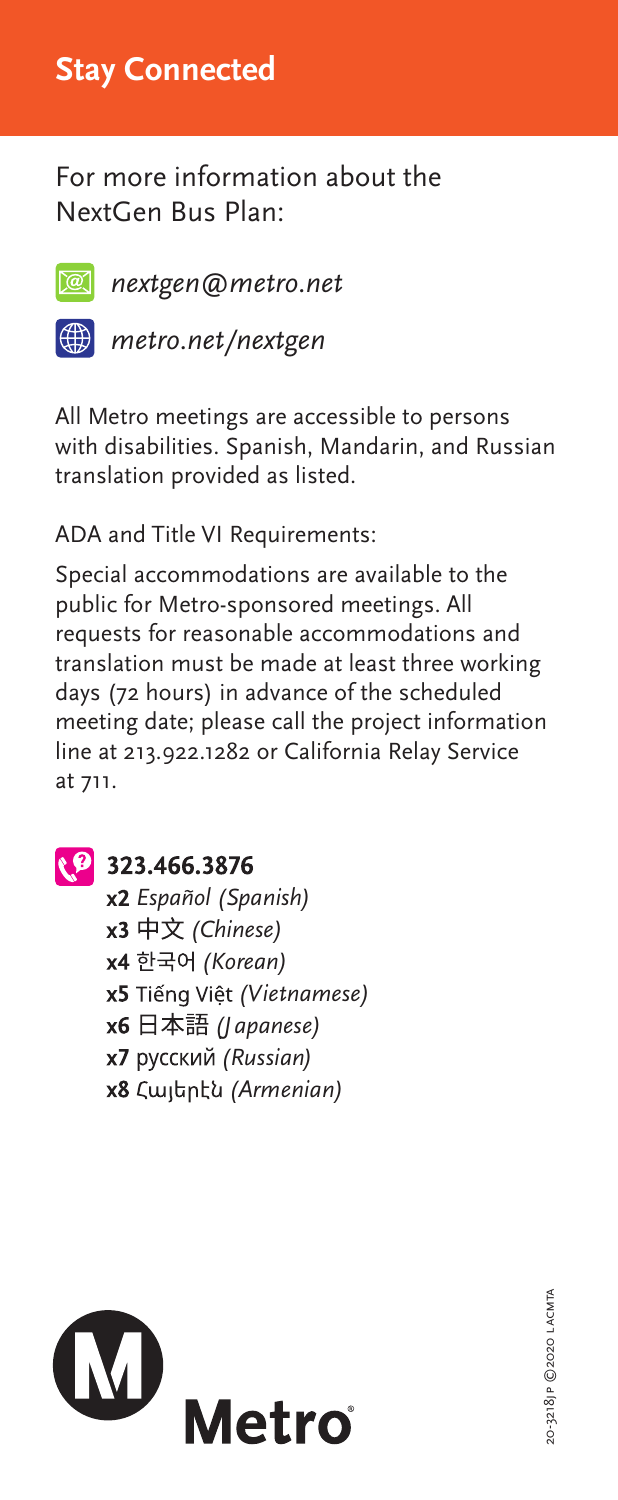## Stay Connected

For more information about the NextGen Bus Plan:

*nextgen@metro.net*

*metro.net/nextgen*

All Metro meetings are accessible to persons with disabilities. Spanish, Mandarin, and Russian translation provided as listed.

ADA and Title VI Requirements:

Special accommodations are available to the public for Metro-sponsored meetings. All requests for reasonable accommodations and translation must be made at least three working days (72 hours) in advance of the scheduled meeting date; please call the project information line at 213.922.1282 or California Relay Service at 711.

**323.466.3876**

**x2** *Español (Spanish)*
**x3** 中文 *(Chinese)*
**x4** 한국어 *(Korean)*
**x5** Tiếng Việt *(Vietnamese)*
**x6** 日本語 *(Japanese)*
**x7** русский *(Russian)*
**x8** Հայերէն *(Armenian)*

Metro

20-3218JP ©2020 LACMTA